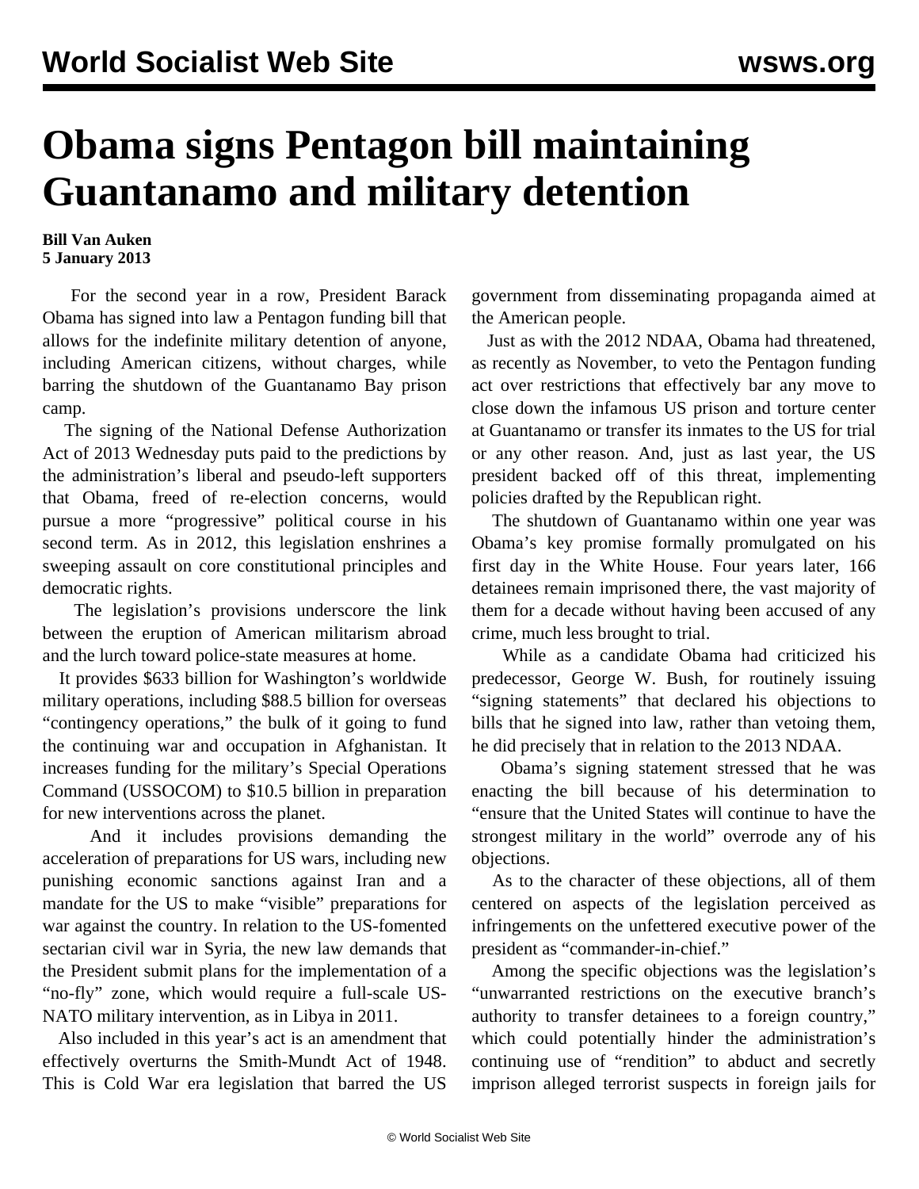# Obama signs Pentagon bill maintaining Guantanamo and military detention

**Bill Van Auken**
**5 January 2013**

For the second year in a row, President Barack Obama has signed into law a Pentagon funding bill that allows for the indefinite military detention of anyone, including American citizens, without charges, while barring the shutdown of the Guantanamo Bay prison camp.

The signing of the National Defense Authorization Act of 2013 Wednesday puts paid to the predictions by the administration's liberal and pseudo-left supporters that Obama, freed of re-election concerns, would pursue a more "progressive" political course in his second term. As in 2012, this legislation enshrines a sweeping assault on core constitutional principles and democratic rights.

The legislation's provisions underscore the link between the eruption of American militarism abroad and the lurch toward police-state measures at home.

It provides $633 billion for Washington's worldwide military operations, including $88.5 billion for overseas "contingency operations," the bulk of it going to fund the continuing war and occupation in Afghanistan. It increases funding for the military's Special Operations Command (USSOCOM) to $10.5 billion in preparation for new interventions across the planet.

And it includes provisions demanding the acceleration of preparations for US wars, including new punishing economic sanctions against Iran and a mandate for the US to make "visible" preparations for war against the country. In relation to the US-fomented sectarian civil war in Syria, the new law demands that the President submit plans for the implementation of a "no-fly" zone, which would require a full-scale US-NATO military intervention, as in Libya in 2011.

Also included in this year's act is an amendment that effectively overturns the Smith-Mundt Act of 1948. This is Cold War era legislation that barred the US government from disseminating propaganda aimed at the American people.

Just as with the 2012 NDAA, Obama had threatened, as recently as November, to veto the Pentagon funding act over restrictions that effectively bar any move to close down the infamous US prison and torture center at Guantanamo or transfer its inmates to the US for trial or any other reason. And, just as last year, the US president backed off of this threat, implementing policies drafted by the Republican right.

The shutdown of Guantanamo within one year was Obama's key promise formally promulgated on his first day in the White House. Four years later, 166 detainees remain imprisoned there, the vast majority of them for a decade without having been accused of any crime, much less brought to trial.

While as a candidate Obama had criticized his predecessor, George W. Bush, for routinely issuing "signing statements" that declared his objections to bills that he signed into law, rather than vetoing them, he did precisely that in relation to the 2013 NDAA.

Obama's signing statement stressed that he was enacting the bill because of his determination to "ensure that the United States will continue to have the strongest military in the world" overrode any of his objections.

As to the character of these objections, all of them centered on aspects of the legislation perceived as infringements on the unfettered executive power of the president as "commander-in-chief."

Among the specific objections was the legislation's "unwarranted restrictions on the executive branch's authority to transfer detainees to a foreign country," which could potentially hinder the administration's continuing use of "rendition" to abduct and secretly imprison alleged terrorist suspects in foreign jails for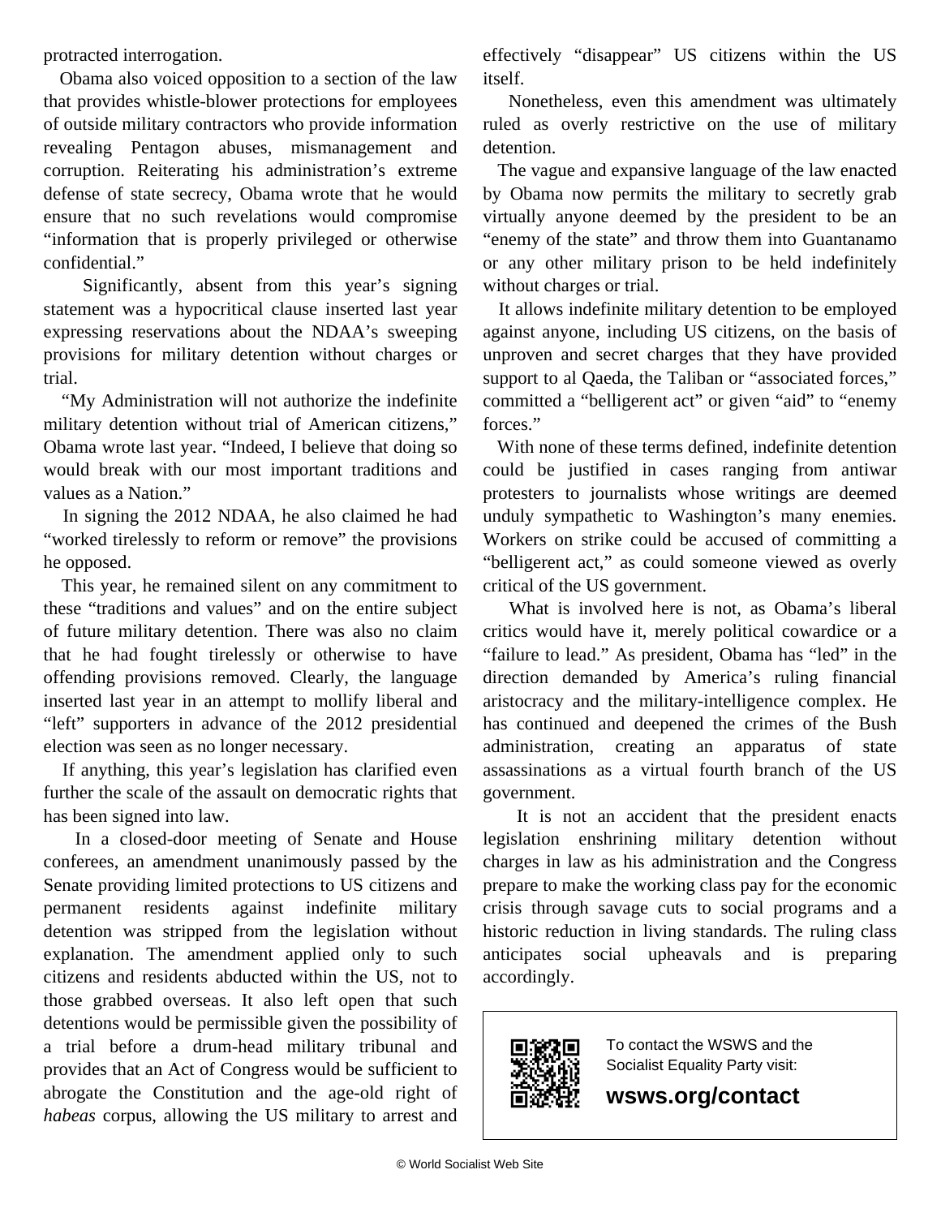protracted interrogation.

Obama also voiced opposition to a section of the law that provides whistle-blower protections for employees of outside military contractors who provide information revealing Pentagon abuses, mismanagement and corruption. Reiterating his administration's extreme defense of state secrecy, Obama wrote that he would ensure that no such revelations would compromise "information that is properly privileged or otherwise confidential."

Significantly, absent from this year's signing statement was a hypocritical clause inserted last year expressing reservations about the NDAA's sweeping provisions for military detention without charges or trial.

"My Administration will not authorize the indefinite military detention without trial of American citizens," Obama wrote last year. "Indeed, I believe that doing so would break with our most important traditions and values as a Nation."

In signing the 2012 NDAA, he also claimed he had "worked tirelessly to reform or remove" the provisions he opposed.

This year, he remained silent on any commitment to these "traditions and values" and on the entire subject of future military detention. There was also no claim that he had fought tirelessly or otherwise to have offending provisions removed. Clearly, the language inserted last year in an attempt to mollify liberal and "left" supporters in advance of the 2012 presidential election was seen as no longer necessary.

If anything, this year's legislation has clarified even further the scale of the assault on democratic rights that has been signed into law.

In a closed-door meeting of Senate and House conferees, an amendment unanimously passed by the Senate providing limited protections to US citizens and permanent residents against indefinite military detention was stripped from the legislation without explanation. The amendment applied only to such citizens and residents abducted within the US, not to those grabbed overseas. It also left open that such detentions would be permissible given the possibility of a trial before a drum-head military tribunal and provides that an Act of Congress would be sufficient to abrogate the Constitution and the age-old right of *habeas* corpus, allowing the US military to arrest and effectively "disappear" US citizens within the US itself.

Nonetheless, even this amendment was ultimately ruled as overly restrictive on the use of military detention.

The vague and expansive language of the law enacted by Obama now permits the military to secretly grab virtually anyone deemed by the president to be an "enemy of the state" and throw them into Guantanamo or any other military prison to be held indefinitely without charges or trial.

It allows indefinite military detention to be employed against anyone, including US citizens, on the basis of unproven and secret charges that they have provided support to al Qaeda, the Taliban or "associated forces," committed a "belligerent act" or given "aid" to "enemy forces."

With none of these terms defined, indefinite detention could be justified in cases ranging from antiwar protesters to journalists whose writings are deemed unduly sympathetic to Washington's many enemies. Workers on strike could be accused of committing a "belligerent act," as could someone viewed as overly critical of the US government.

What is involved here is not, as Obama's liberal critics would have it, merely political cowardice or a "failure to lead." As president, Obama has "led" in the direction demanded by America's ruling financial aristocracy and the military-intelligence complex. He has continued and deepened the crimes of the Bush administration, creating an apparatus of state assassinations as a virtual fourth branch of the US government.

It is not an accident that the president enacts legislation enshrining military detention without charges in law as his administration and the Congress prepare to make the working class pay for the economic crisis through savage cuts to social programs and a historic reduction in living standards. The ruling class anticipates social upheavals and is preparing accordingly.

To contact the WSWS and the Socialist Equality Party visit:

**wsws.org/contact**